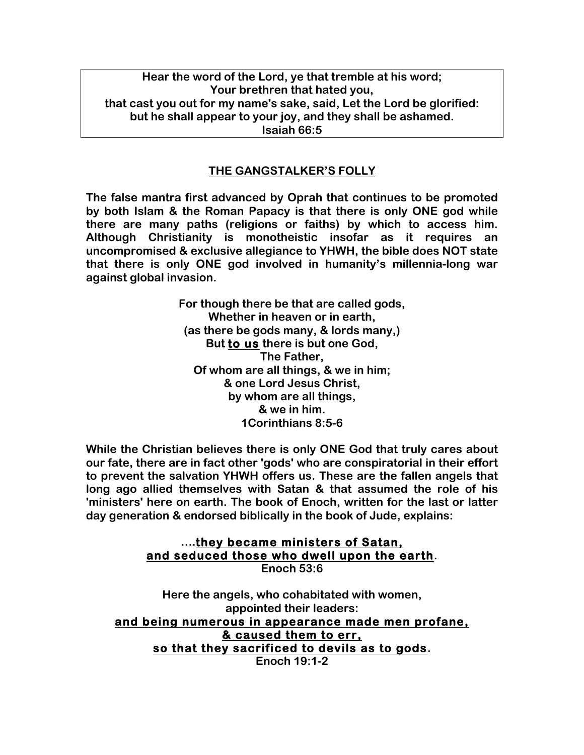**Hear the word of the Lord, ye that tremble at his word;**
**Your brethren that hated you,**
**that cast you out for my name's sake, said, Let the Lord be glorified:**
**but he shall appear to your joy, and they shall be ashamed.**
**Isaiah 66:5**

## THE GANGSTALKER'S FOLLY

**The false mantra first advanced by Oprah that continues to be promoted by both Islam & the Roman Papacy is that there is only ONE god while there are many paths (religions or faiths) by which to access him. Although Christianity is monotheistic insofar as it requires an uncompromised & exclusive allegiance to YHWH, the bible does NOT state that there is only ONE god involved in humanity's millennia-long war against global invasion.**

**For though there be that are called gods,**
**Whether in heaven or in earth,**
**(as there be gods many, & lords many,)**
**But <u>to us</u> there is but one God,**
**The Father,**
**Of whom are all things, & we in him;**
**& one Lord Jesus Christ,**
**by whom are all things,**
**& we in him.**
**1Corinthians 8:5-6**

**While the Christian believes there is only ONE God that truly cares about our fate, there are in fact other 'gods' who are conspiratorial in their effort to prevent the salvation YHWH offers us. These are the fallen angels that long ago allied themselves with Satan & that assumed the role of his 'ministers' here on earth. The book of Enoch, written for the last or latter day generation & endorsed biblically in the book of Jude, explains:**

**....<u>they became ministers of Satan,</u>**
**<u>and seduced those who dwell upon the earth</u>.**
**Enoch 53:6**

**Here the angels, who cohabitated with women,**
**appointed their leaders:**
**<u>and being numerous in appearance made men profane,</u>**
**<u>& caused them to err,</u>**
**<u>so that they sacrificed to devils as to gods</u>.**
**Enoch 19:1-2**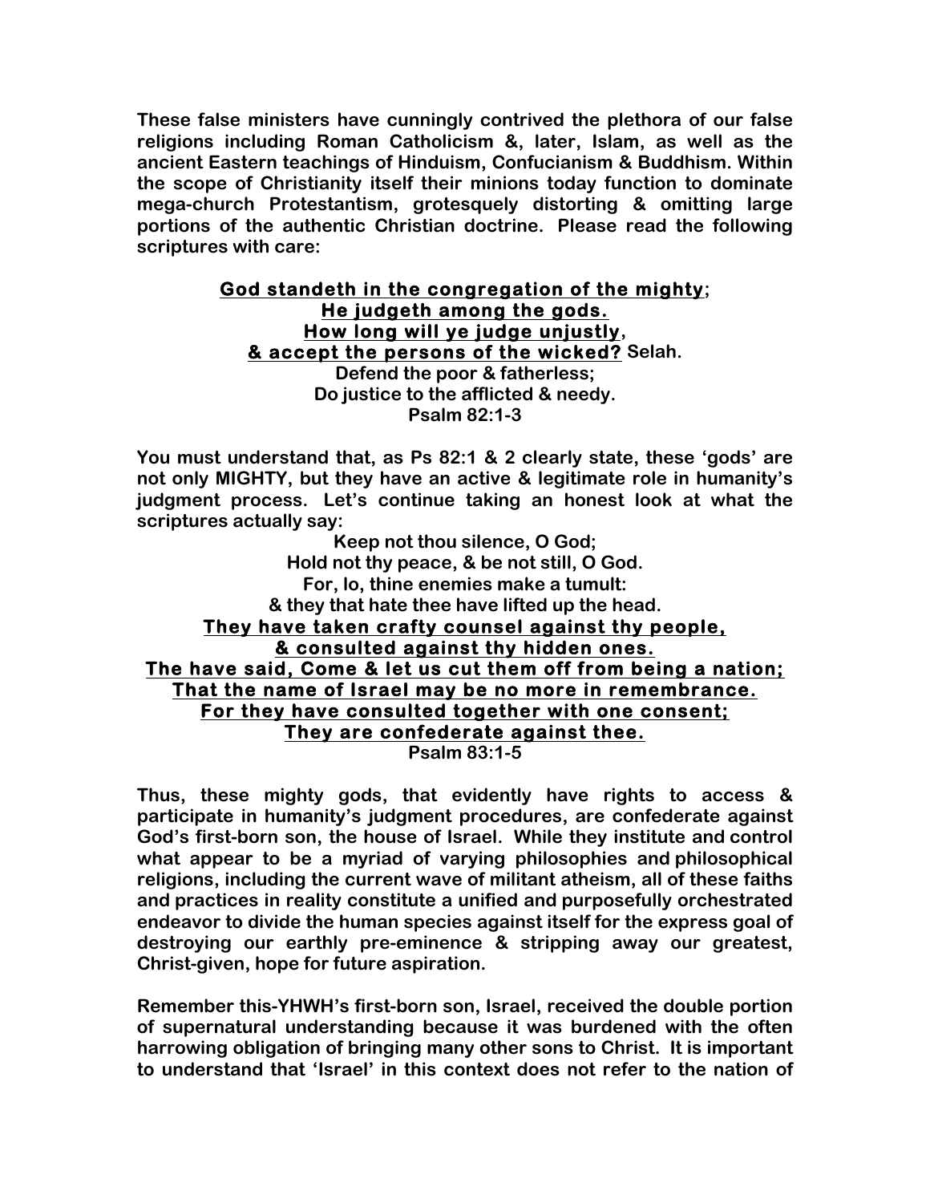These false ministers have cunningly contrived the plethora of our false religions including Roman Catholicism &, later, Islam, as well as the ancient Eastern teachings of Hinduism, Confucianism & Buddhism. Within the scope of Christianity itself their minions today function to dominate mega-church Protestantism, grotesquely distorting & omitting large portions of the authentic Christian doctrine. Please read the following scriptures with care:

<u>**God standeth in the congregation of the mighty**</u>;  
<u>**He judgeth among the gods.**</u>  
<u>**How long will ye judge unjustly**</u>,  
<u>**& accept the persons of the wicked?**</u> Selah.  
Defend the poor & fatherless;  
Do justice to the afflicted & needy.  
Psalm 82:1-3

You must understand that, as Ps 82:1 & 2 clearly state, these 'gods' are not only MIGHTY, but they have an active & legitimate role in humanity's judgment process. Let's continue taking an honest look at what the scriptures actually say:

Keep not thou silence, O God;  
Hold not thy peace, & be not still, O God.  
For, lo, thine enemies make a tumult:  
& they that hate thee have lifted up the head.  
<u>**They have taken crafty counsel against thy people,**</u>  
<u>**& consulted against thy hidden ones.**</u>  
<u>**The have said, Come & let us cut them off from being a nation;**</u>  
<u>**That the name of Israel may be no more in remembrance.**</u>  
<u>**For they have consulted together with one consent;**</u>  
<u>**They are confederate against thee.**</u>  
Psalm 83:1-5

Thus, these mighty gods, that evidently have rights to access & participate in humanity's judgment procedures, are confederate against God's first-born son, the house of Israel. While they institute and control what appear to be a myriad of varying philosophies and philosophical religions, including the current wave of militant atheism, all of these faiths and practices in reality constitute a unified and purposefully orchestrated endeavor to divide the human species against itself for the express goal of destroying our earthly pre-eminence & stripping away our greatest, Christ-given, hope for future aspiration.

Remember this-YHWH's first-born son, Israel, received the double portion of supernatural understanding because it was burdened with the often harrowing obligation of bringing many other sons to Christ. It is important to understand that 'Israel' in this context does not refer to the nation of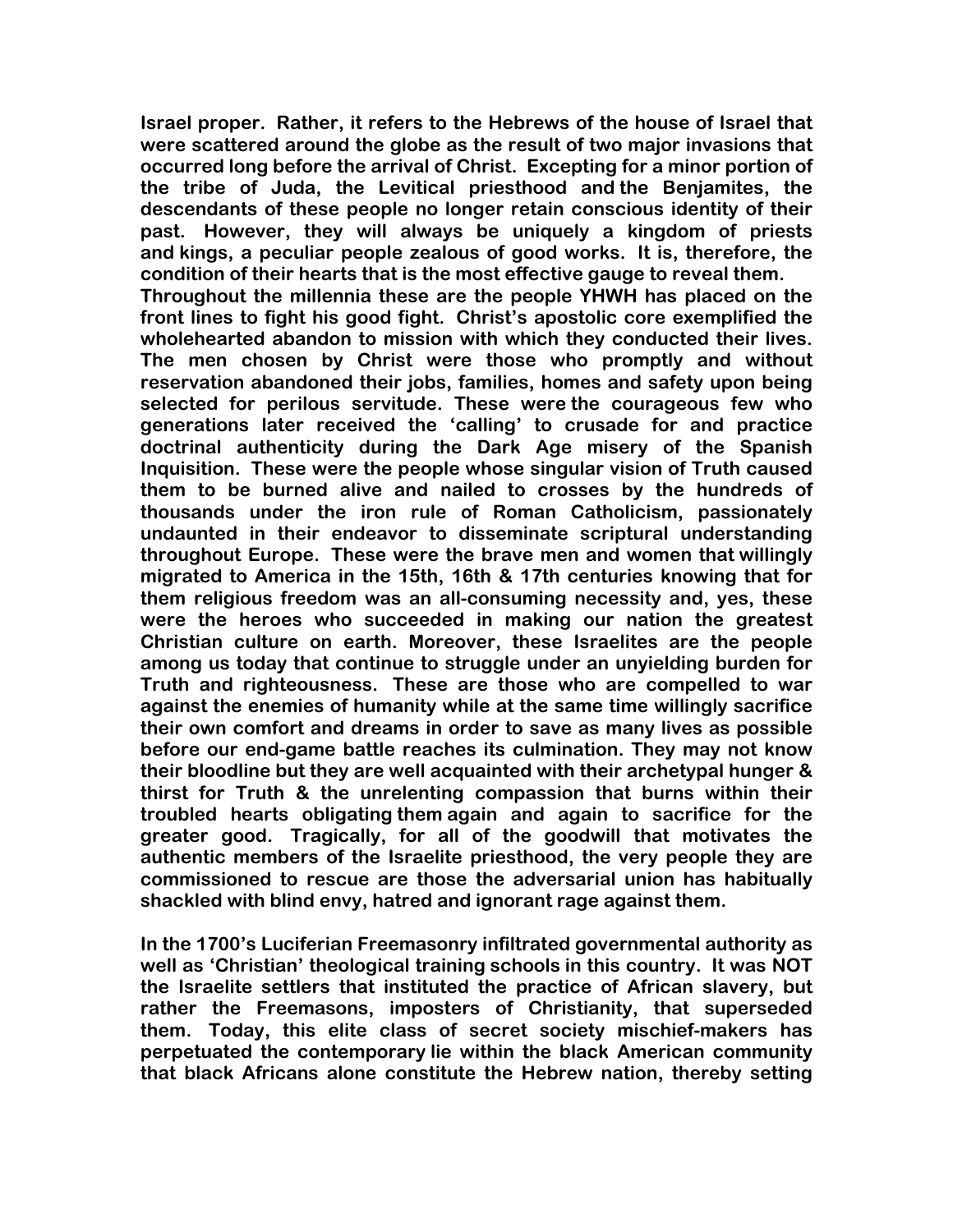**Israel proper. Rather, it refers to the Hebrews of the house of Israel that were scattered around the globe as the result of two major invasions that occurred long before the arrival of Christ. Excepting for a minor portion of the tribe of Juda, the Levitical priesthood and the Benjamites, the descendants of these people no longer retain conscious identity of their past. However, they will always be uniquely a kingdom of priests and kings, a peculiar people zealous of good works. It is, therefore, the condition of their hearts that is the most effective gauge to reveal them.**

**Throughout the millennia these are the people YHWH has placed on the front lines to fight his good fight. Christ's apostolic core exemplified the wholehearted abandon to mission with which they conducted their lives. The men chosen by Christ were those who promptly and without reservation abandoned their jobs, families, homes and safety upon being selected for perilous servitude. These were the courageous few who generations later received the 'calling' to crusade for and practice doctrinal authenticity during the Dark Age misery of the Spanish Inquisition. These were the people whose singular vision of Truth caused them to be burned alive and nailed to crosses by the hundreds of thousands under the iron rule of Roman Catholicism, passionately undaunted in their endeavor to disseminate scriptural understanding throughout Europe. These were the brave men and women that willingly migrated to America in the 15th, 16th & 17th centuries knowing that for them religious freedom was an all-consuming necessity and, yes, these were the heroes who succeeded in making our nation the greatest Christian culture on earth. Moreover, these Israelites are the people among us today that continue to struggle under an unyielding burden for Truth and righteousness. These are those who are compelled to war against the enemies of humanity while at the same time willingly sacrifice their own comfort and dreams in order to save as many lives as possible before our end-game battle reaches its culmination. They may not know their bloodline but they are well acquainted with their archetypal hunger & thirst for Truth & the unrelenting compassion that burns within their troubled hearts obligating them again and again to sacrifice for the greater good. Tragically, for all of the goodwill that motivates the authentic members of the Israelite priesthood, the very people they are commissioned to rescue are those the adversarial union has habitually shackled with blind envy, hatred and ignorant rage against them.**

**In the 1700's Luciferian Freemasonry infiltrated governmental authority as well as 'Christian' theological training schools in this country. It was NOT the Israelite settlers that instituted the practice of African slavery, but rather the Freemasons, imposters of Christianity, that superseded them. Today, this elite class of secret society mischief-makers has perpetuated the contemporary lie within the black American community that black Africans alone constitute the Hebrew nation, thereby setting**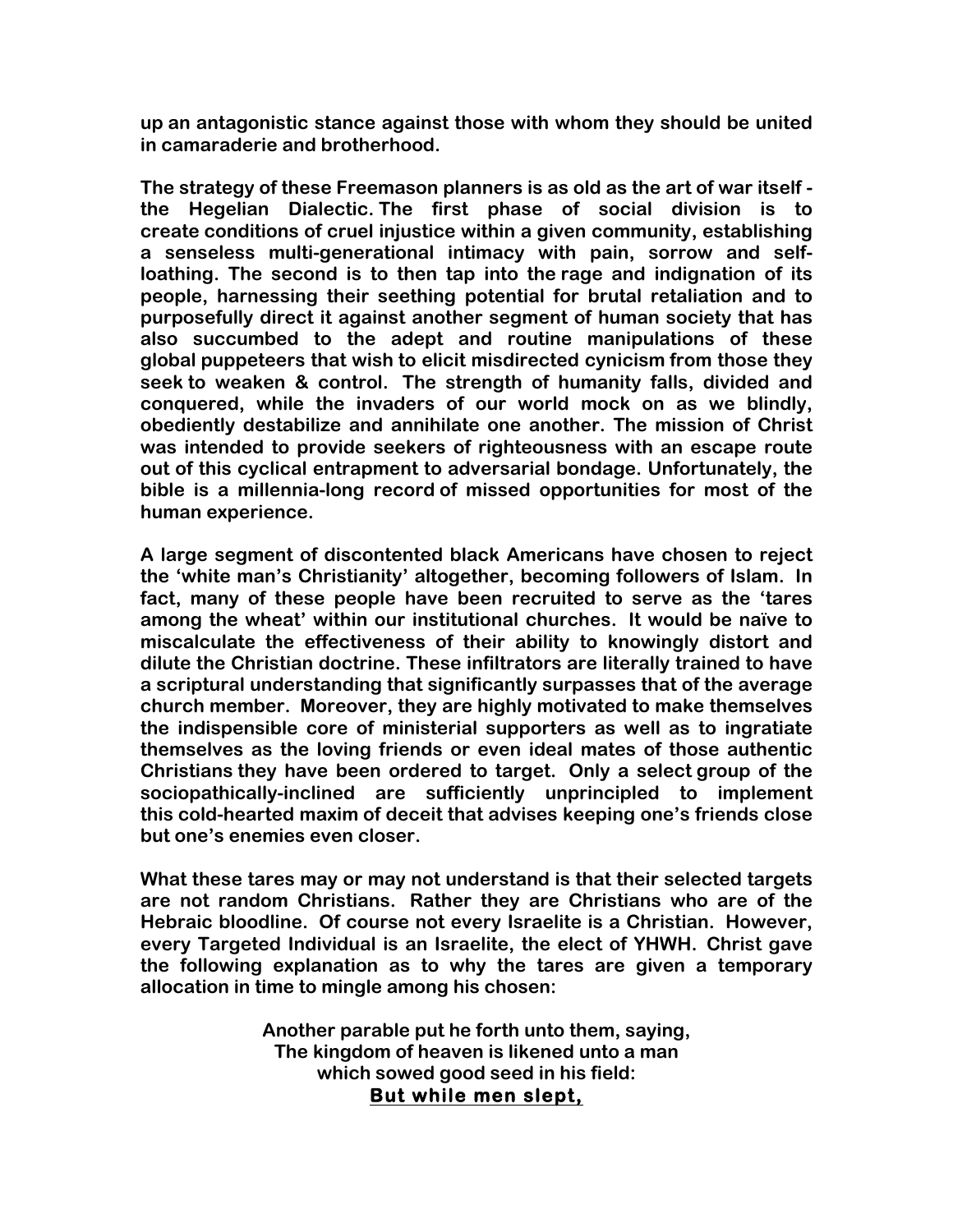**up an antagonistic stance against those with whom they should be united in camaraderie and brotherhood.**

**The strategy of these Freemason planners is as old as the art of war itself - the Hegelian Dialectic. The first phase of social division is to create conditions of cruel injustice within a given community, establishing a senseless multi-generational intimacy with pain, sorrow and self-loathing. The second is to then tap into the rage and indignation of its people, harnessing their seething potential for brutal retaliation and to purposefully direct it against another segment of human society that has also succumbed to the adept and routine manipulations of these global puppeteers that wish to elicit misdirected cynicism from those they seek to weaken & control. The strength of humanity falls, divided and conquered, while the invaders of our world mock on as we blindly, obediently destabilize and annihilate one another. The mission of Christ was intended to provide seekers of righteousness with an escape route out of this cyclical entrapment to adversarial bondage. Unfortunately, the bible is a millennia-long record of missed opportunities for most of the human experience.**

**A large segment of discontented black Americans have chosen to reject the 'white man's Christianity' altogether, becoming followers of Islam. In fact, many of these people have been recruited to serve as the 'tares among the wheat' within our institutional churches. It would be naïve to miscalculate the effectiveness of their ability to knowingly distort and dilute the Christian doctrine. These infiltrators are literally trained to have a scriptural understanding that significantly surpasses that of the average church member. Moreover, they are highly motivated to make themselves the indispensible core of ministerial supporters as well as to ingratiate themselves as the loving friends or even ideal mates of those authentic Christians they have been ordered to target. Only a select group of the sociopathically-inclined are sufficiently unprincipled to implement this cold-hearted maxim of deceit that advises keeping one's friends close but one's enemies even closer.**

**What these tares may or may not understand is that their selected targets are not random Christians. Rather they are Christians who are of the Hebraic bloodline. Of course not every Israelite is a Christian. However, every Targeted Individual is an Israelite, the elect of YHWH. Christ gave the following explanation as to why the tares are given a temporary allocation in time to mingle among his chosen:**

**Another parable put he forth unto them, saying,**
**The kingdom of heaven is likened unto a man**
**which sowed good seed in his field:**
**<u>But while men slept,</u>**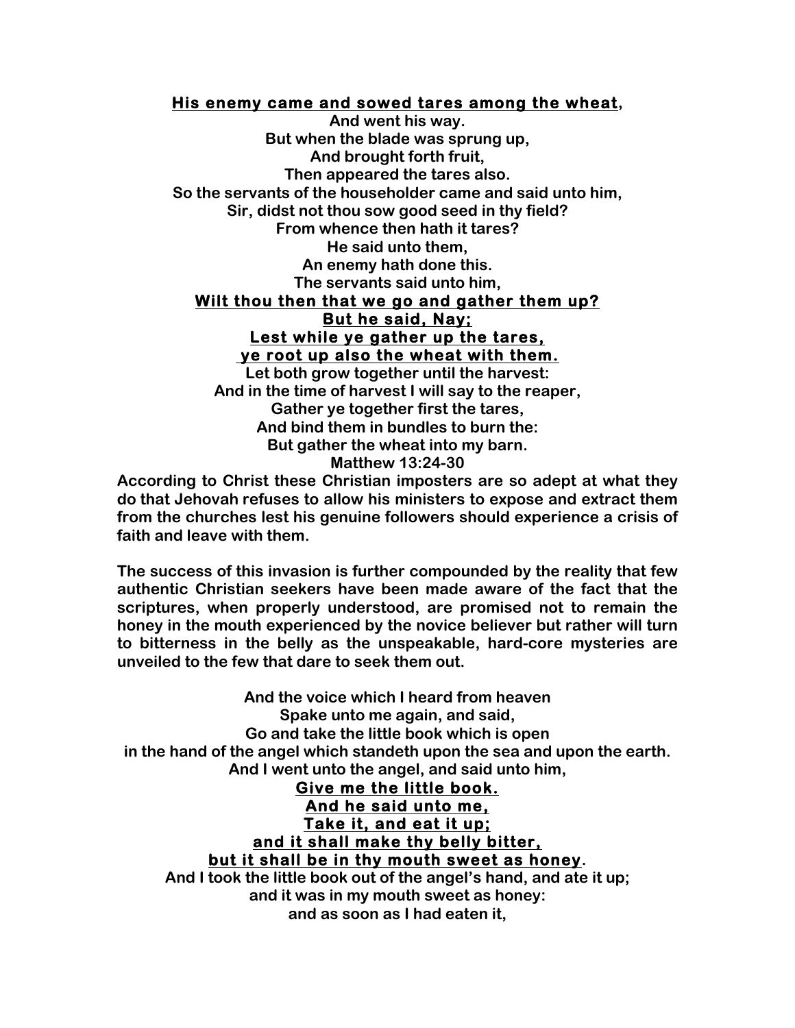**<u>His enemy came and sowed tares among the wheat</u>,**
**And went his way.**
**But when the blade was sprung up,**
**And brought forth fruit,**
**Then appeared the tares also.**
**So the servants of the householder came and said unto him,**
**Sir, didst not thou sow good seed in thy field?**
**From whence then hath it tares?**
**He said unto them,**
**An enemy hath done this.**
**The servants said unto him,**
**<u>Wilt thou then that we go and gather them up?</u>**
**<u>But he said, Nay;</u>**
**<u>Lest while ye gather up the tares,</u>**
**<u>ye root up also the wheat with them.</u>**
**Let both grow together until the harvest:**
**And in the time of harvest I will say to the reaper,**
**Gather ye together first the tares,**
**And bind them in bundles to burn the:**
**But gather the wheat into my barn.**
**Matthew 13:24-30**

**According to Christ these Christian imposters are so adept at what they do that Jehovah refuses to allow his ministers to expose and extract them from the churches lest his genuine followers should experience a crisis of faith and leave with them.**

**The success of this invasion is further compounded by the reality that few authentic Christian seekers have been made aware of the fact that the scriptures, when properly understood, are promised not to remain the honey in the mouth experienced by the novice believer but rather will turn to bitterness in the belly as the unspeakable, hard-core mysteries are unveiled to the few that dare to seek them out.**

**And the voice which I heard from heaven**
**Spake unto me again, and said,**
**Go and take the little book which is open**
**in the hand of the angel which standeth upon the sea and upon the earth.**
**And I went unto the angel, and said unto him,**
**<u>Give me the little book.</u>**
**<u>And he said unto me,</u>**
**<u>Take it, and eat it up;</u>**
**<u>and it shall make thy belly bitter,</u>**
**<u>but it shall be in thy mouth sweet as honey</u>.**
**And I took the little book out of the angel's hand, and ate it up;**
**and it was in my mouth sweet as honey:**
**and as soon as I had eaten it,**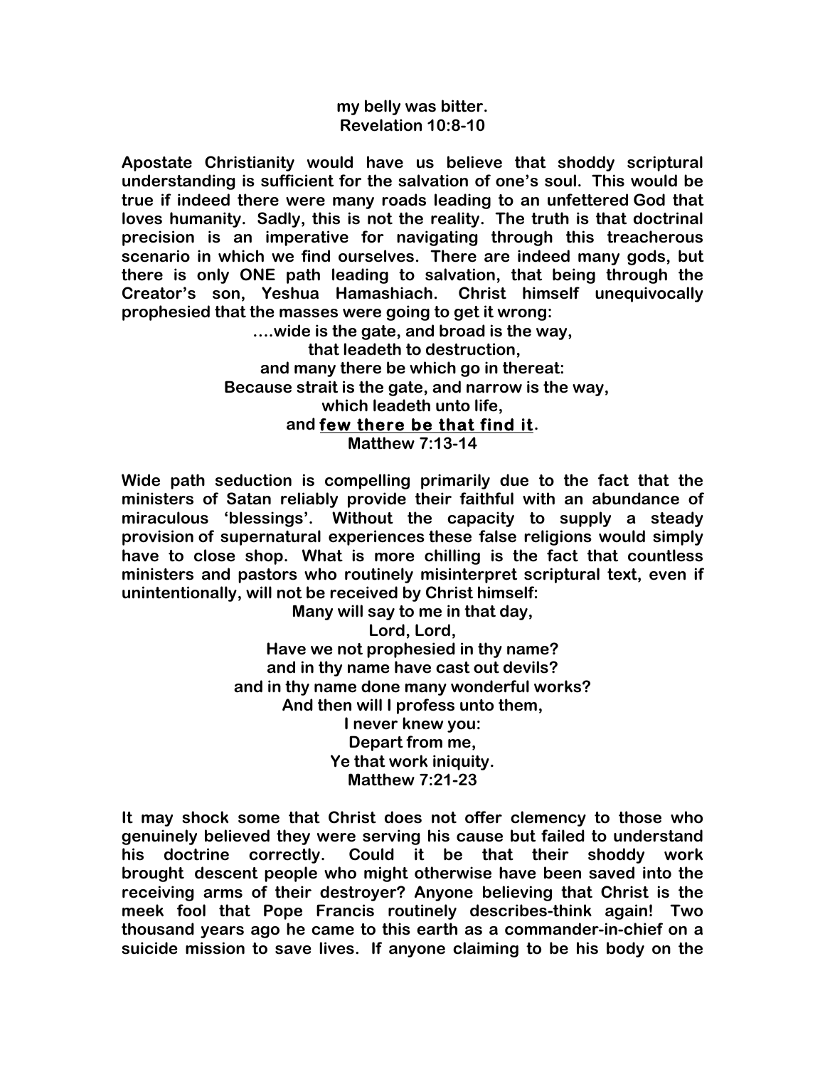my belly was bitter.
Revelation 10:8-10

Apostate Christianity would have us believe that shoddy scriptural understanding is sufficient for the salvation of one's soul. This would be true if indeed there were many roads leading to an unfettered God that loves humanity. Sadly, this is not the reality. The truth is that doctrinal precision is an imperative for navigating through this treacherous scenario in which we find ourselves. There are indeed many gods, but there is only ONE path leading to salvation, that being through the Creator's son, Yeshua Hamashiach. Christ himself unequivocally prophesied that the masses were going to get it wrong:

….wide is the gate, and broad is the way,
that leadeth to destruction,
and many there be which go in thereat:
Because strait is the gate, and narrow is the way,
which leadeth unto life,
and **few there be that find it**.
Matthew 7:13-14

Wide path seduction is compelling primarily due to the fact that the ministers of Satan reliably provide their faithful with an abundance of miraculous 'blessings'. Without the capacity to supply a steady provision of supernatural experiences these false religions would simply have to close shop. What is more chilling is the fact that countless ministers and pastors who routinely misinterpret scriptural text, even if unintentionally, will not be received by Christ himself:

Many will say to me in that day,
Lord, Lord,
Have we not prophesied in thy name?
and in thy name have cast out devils?
and in thy name done many wonderful works?
And then will I profess unto them,
I never knew you:
Depart from me,
Ye that work iniquity.
Matthew 7:21-23

It may shock some that Christ does not offer clemency to those who genuinely believed they were serving his cause but failed to understand his doctrine correctly. Could it be that their shoddy work brought descent people who might otherwise have been saved into the receiving arms of their destroyer? Anyone believing that Christ is the meek fool that Pope Francis routinely describes-think again! Two thousand years ago he came to this earth as a commander-in-chief on a suicide mission to save lives. If anyone claiming to be his body on the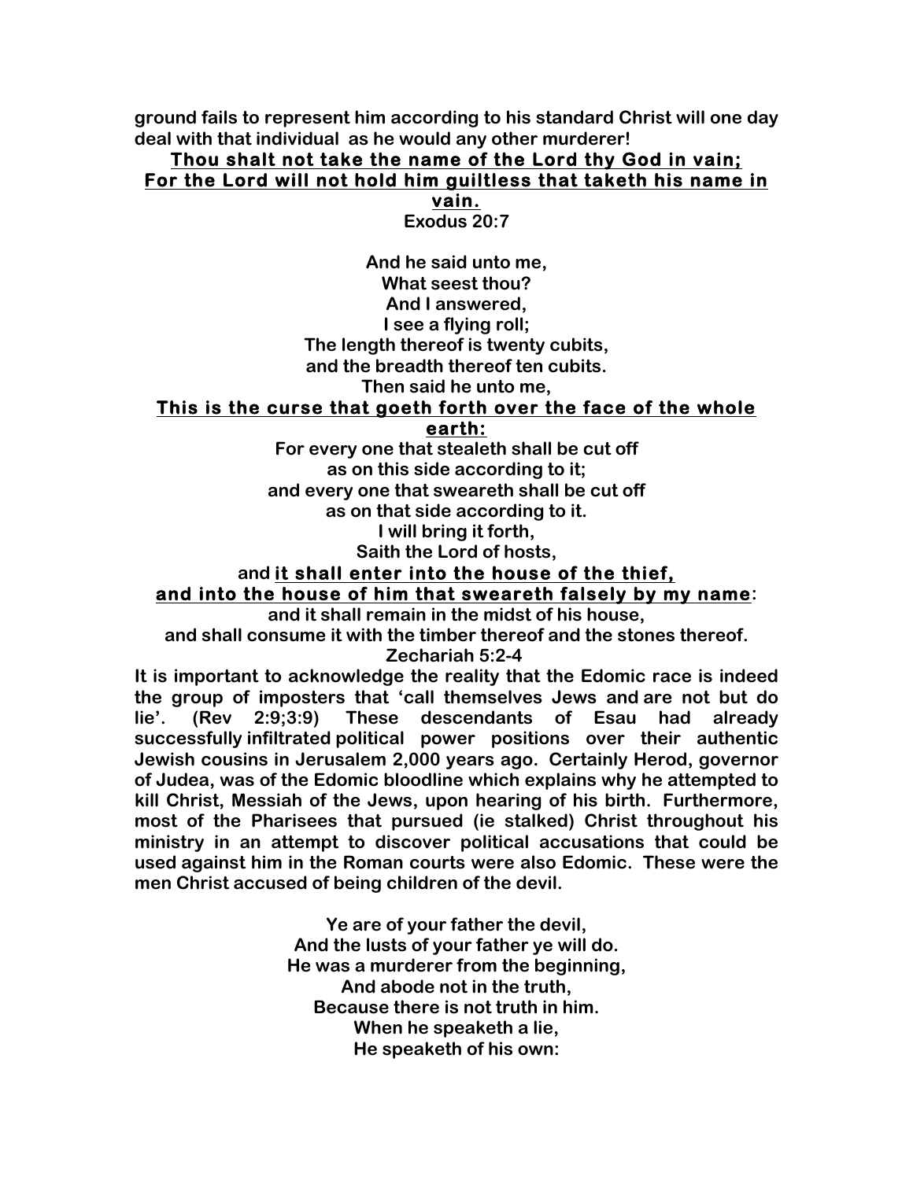**ground fails to represent him according to his standard Christ will one day deal with that individual as he would any other murderer!**

<div align="center">

**<u>Thou shalt not take the name of the Lord thy God in vain;</u>**
**<u>For the Lord will not hold him guiltless that taketh his name in vain.</u>**
**Exodus 20:7**

**And he said unto me,**
**What seest thou?**
**And I answered,**
**I see a flying roll;**
**The length thereof is twenty cubits,**
**and the breadth thereof ten cubits.**
**Then said he unto me,**
**<u>This is the curse that goeth forth over the face of the whole earth:</u>**
**For every one that stealeth shall be cut off**
**as on this side according to it;**
**and every one that sweareth shall be cut off**
**as on that side according to it.**
**I will bring it forth,**
**Saith the Lord of hosts,**
**and <u>it shall enter into the house of the thief,</u>**
**<u>and into the house of him that sweareth falsely by my name</u>:**
**and it shall remain in the midst of his house,**
**and shall consume it with the timber thereof and the stones thereof.**
**Zechariah 5:2-4**

</div>

**It is important to acknowledge the reality that the Edomic race is indeed the group of imposters that 'call themselves Jews and are not but do lie'. (Rev 2:9;3:9) These descendants of Esau had already successfully infiltrated political power positions over their authentic Jewish cousins in Jerusalem 2,000 years ago. Certainly Herod, governor of Judea, was of the Edomic bloodline which explains why he attempted to kill Christ, Messiah of the Jews, upon hearing of his birth. Furthermore, most of the Pharisees that pursued (ie stalked) Christ throughout his ministry in an attempt to discover political accusations that could be used against him in the Roman courts were also Edomic. These were the men Christ accused of being children of the devil.**

<div align="center">

**Ye are of your father the devil,**
**And the lusts of your father ye will do.**
**He was a murderer from the beginning,**
**And abode not in the truth,**
**Because there is not truth in him.**
**When he speaketh a lie,**
**He speaketh of his own:**

</div>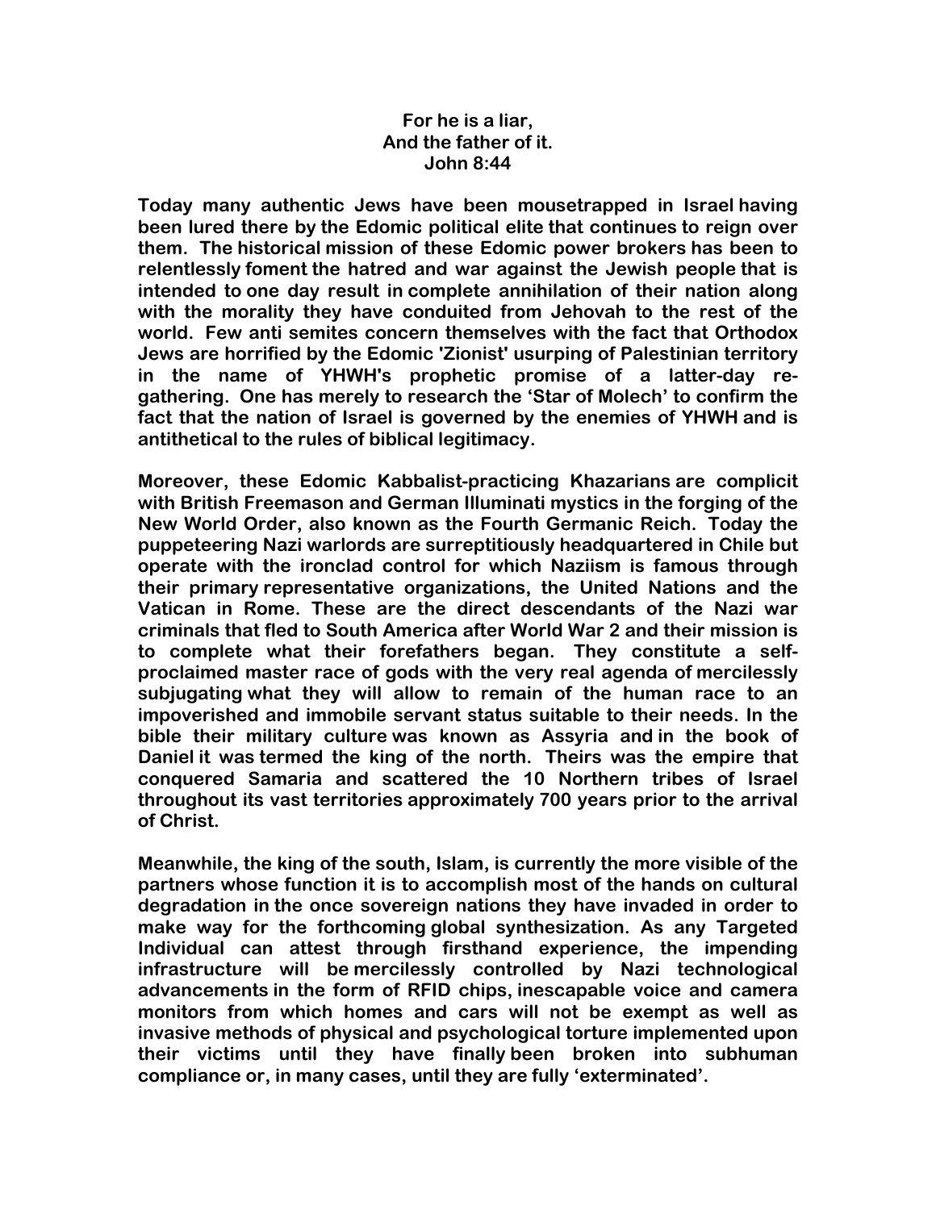**For he is a liar,**
**And the father of it.**
**John 8:44**

**Today many authentic Jews have been mousetrapped in Israel having been lured there by the Edomic political elite that continues to reign over them. The historical mission of these Edomic power brokers has been to relentlessly foment the hatred and war against the Jewish people that is intended to one day result in complete annihilation of their nation along with the morality they have conduited from Jehovah to the rest of the world. Few anti semites concern themselves with the fact that Orthodox Jews are horrified by the Edomic 'Zionist' usurping of Palestinian territory in the name of YHWH's prophetic promise of a latter-day re-gathering. One has merely to research the 'Star of Molech' to confirm the fact that the nation of Israel is governed by the enemies of YHWH and is antithetical to the rules of biblical legitimacy.**

**Moreover, these Edomic Kabbalist-practicing Khazarians are complicit with British Freemason and German Illuminati mystics in the forging of the New World Order, also known as the Fourth Germanic Reich. Today the puppeteering Nazi warlords are surreptitiously headquartered in Chile but operate with the ironclad control for which Naziism is famous through their primary representative organizations, the United Nations and the Vatican in Rome. These are the direct descendants of the Nazi war criminals that fled to South America after World War 2 and their mission is to complete what their forefathers began. They constitute a self-proclaimed master race of gods with the very real agenda of mercilessly subjugating what they will allow to remain of the human race to an impoverished and immobile servant status suitable to their needs. In the bible their military culture was known as Assyria and in the book of Daniel it was termed the king of the north. Theirs was the empire that conquered Samaria and scattered the 10 Northern tribes of Israel throughout its vast territories approximately 700 years prior to the arrival of Christ.**

**Meanwhile, the king of the south, Islam, is currently the more visible of the partners whose function it is to accomplish most of the hands on cultural degradation in the once sovereign nations they have invaded in order to make way for the forthcoming global synthesization. As any Targeted Individual can attest through firsthand experience, the impending infrastructure will be mercilessly controlled by Nazi technological advancements in the form of RFID chips, inescapable voice and camera monitors from which homes and cars will not be exempt as well as invasive methods of physical and psychological torture implemented upon their victims until they have finally been broken into subhuman compliance or, in many cases, until they are fully 'exterminated'.**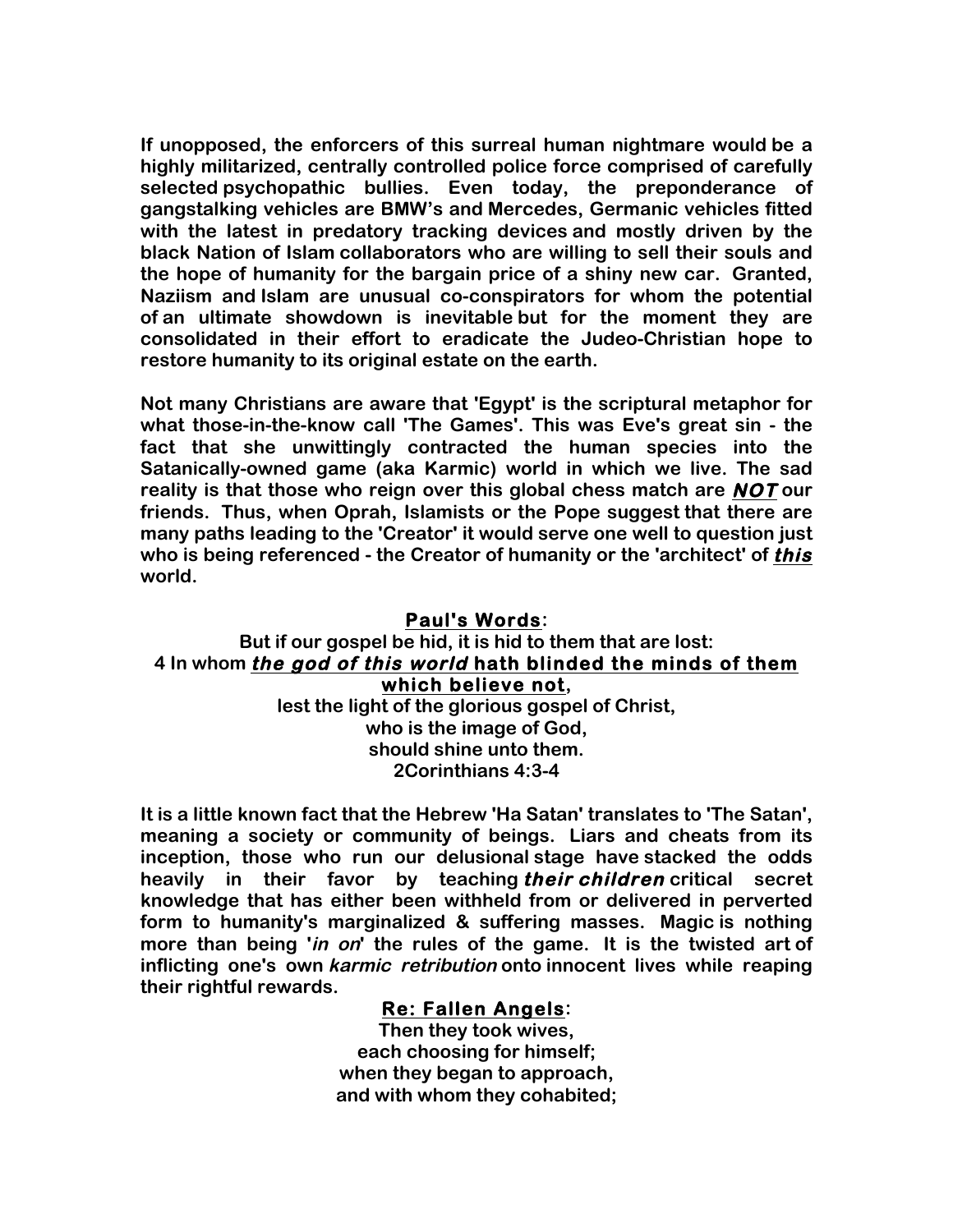**If unopposed, the enforcers of this surreal human nightmare would be a highly militarized, centrally controlled police force comprised of carefully selected psychopathic bullies. Even today, the preponderance of gangstalking vehicles are BMW's and Mercedes, Germanic vehicles fitted with the latest in predatory tracking devices and mostly driven by the black Nation of Islam collaborators who are willing to sell their souls and the hope of humanity for the bargain price of a shiny new car. Granted, Naziism and Islam are unusual co-conspirators for whom the potential of an ultimate showdown is inevitable but for the moment they are consolidated in their effort to eradicate the Judeo-Christian hope to restore humanity to its original estate on the earth.**

**Not many Christians are aware that 'Egypt' is the scriptural metaphor for what those-in-the-know call 'The Games'. This was Eve's great sin - the fact that she unwittingly contracted the human species into the Satanically-owned game (aka Karmic) world in which we live. The sad reality is that those who reign over this global chess match are *__NOT__* our friends. Thus, when Oprah, Islamists or the Pope suggest that there are many paths leading to the 'Creator' it would serve one well to question just who is being referenced - the Creator of humanity or the 'architect' of *__this__* world.**

<u>**Paul's Words**</u>**:**

**But if our gospel be hid, it is hid to them that are lost:**
**4 In whom *__the god of this world__* <u>hath blinded the minds of them which believe not</u>,**
**lest the light of the glorious gospel of Christ,**
**who is the image of God,**
**should shine unto them.**
**2Corinthians 4:3-4**

**It is a little known fact that the Hebrew 'Ha Satan' translates to 'The Satan', meaning a society or community of beings. Liars and cheats from its inception, those who run our delusional stage have stacked the odds heavily in their favor by teaching *their children* critical secret knowledge that has either been withheld from or delivered in perverted form to humanity's marginalized & suffering masses. Magic is nothing more than being '*in on*' the rules of the game. It is the twisted art of inflicting one's own *karmic retribution* onto innocent lives while reaping their rightful rewards.**

<u>**Re: Fallen Angels**</u>**:**

**Then they took wives,**
**each choosing for himself;**
**when they began to approach,**
**and with whom they cohabited;**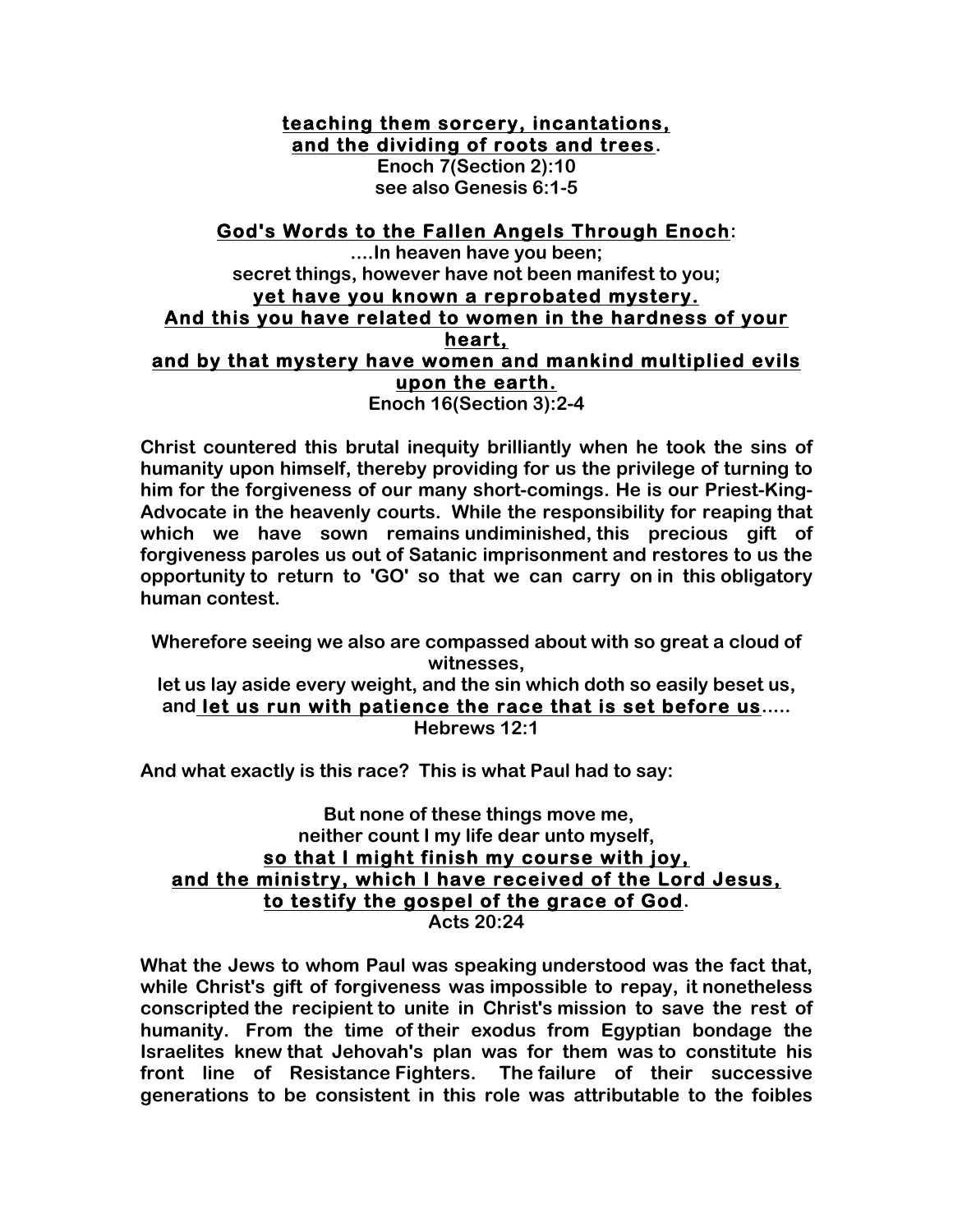**teaching them sorcery, incantations,**
**and the dividing of roots and trees.**
Enoch 7(Section 2):10
see also Genesis 6:1-5

**God's Words to the Fallen Angels Through Enoch:**
....In heaven have you been;
secret things, however have not been manifest to you;
**yet have you known a reprobated mystery.**
**And this you have related to women in the hardness of your heart,**
**and by that mystery have women and mankind multiplied evils upon the earth.**
Enoch 16(Section 3):2-4

Christ countered this brutal inequity brilliantly when he took the sins of humanity upon himself, thereby providing for us the privilege of turning to him for the forgiveness of our many short-comings. He is our Priest-King-Advocate in the heavenly courts. While the responsibility for reaping that which we have sown remains undiminished, this precious gift of forgiveness paroles us out of Satanic imprisonment and restores to us the opportunity to return to 'GO' so that we can carry on in this obligatory human contest.

Wherefore seeing we also are compassed about with so great a cloud of witnesses,
let us lay aside every weight, and the sin which doth so easily beset us,
and **let us run with patience the race that is set before us**.....
Hebrews 12:1

And what exactly is this race? This is what Paul had to say:

But none of these things move me,
neither count I my life dear unto myself,
**so that I might finish my course with joy,**
**and the ministry, which I have received of the Lord Jesus,**
**to testify the gospel of the grace of God.**
Acts 20:24

What the Jews to whom Paul was speaking understood was the fact that, while Christ's gift of forgiveness was impossible to repay, it nonetheless conscripted the recipient to unite in Christ's mission to save the rest of humanity. From the time of their exodus from Egyptian bondage the Israelites knew that Jehovah's plan was for them was to constitute his front line of Resistance Fighters. The failure of their successive generations to be consistent in this role was attributable to the foibles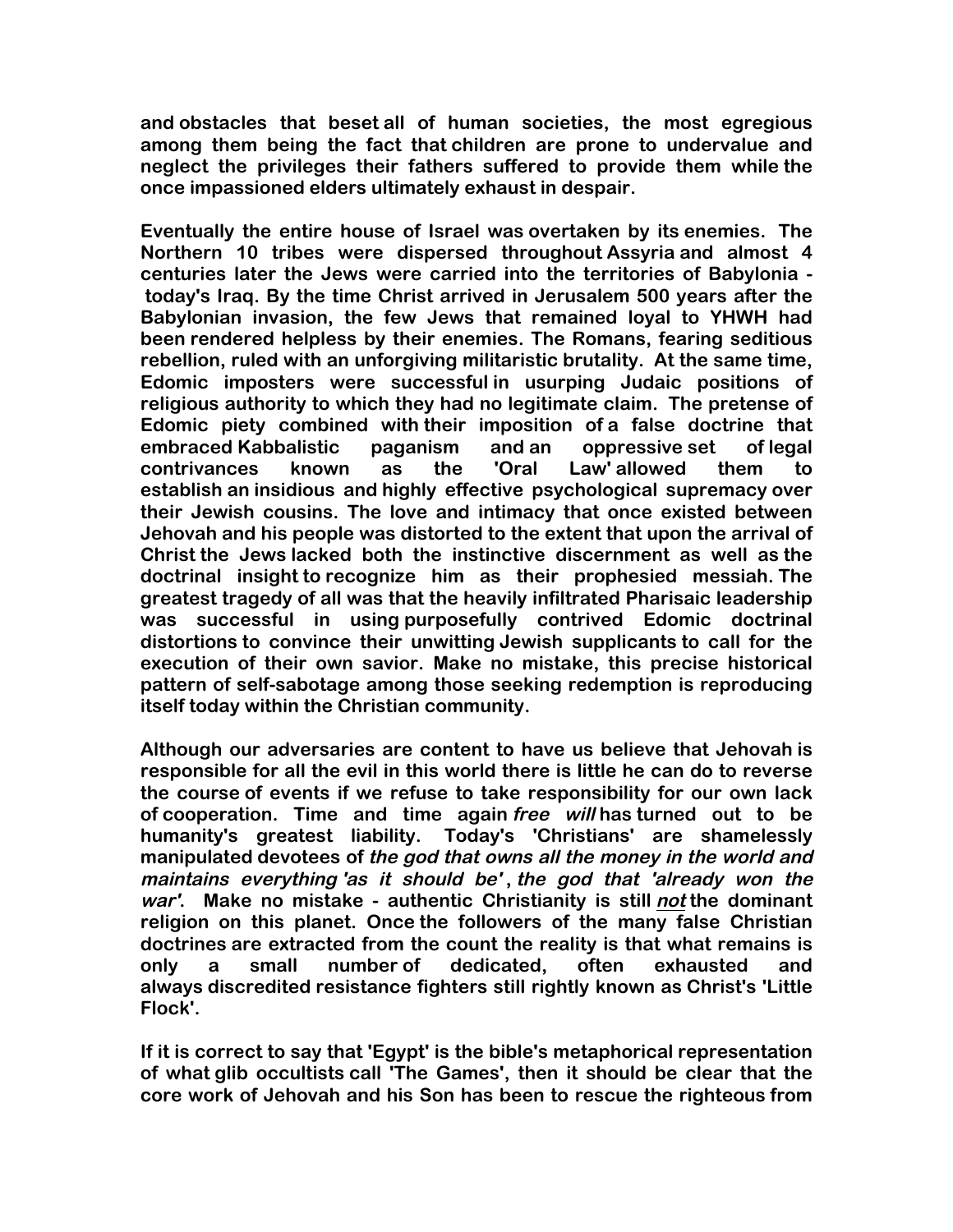**and obstacles that beset all of human societies, the most egregious among them being the fact that children are prone to undervalue and neglect the privileges their fathers suffered to provide them while the once impassioned elders ultimately exhaust in despair.**

**Eventually the entire house of Israel was overtaken by its enemies. The Northern 10 tribes were dispersed throughout Assyria and almost 4 centuries later the Jews were carried into the territories of Babylonia - today's Iraq. By the time Christ arrived in Jerusalem 500 years after the Babylonian invasion, the few Jews that remained loyal to YHWH had been rendered helpless by their enemies. The Romans, fearing seditious rebellion, ruled with an unforgiving militaristic brutality. At the same time, Edomic imposters were successful in usurping Judaic positions of religious authority to which they had no legitimate claim. The pretense of Edomic piety combined with their imposition of a false doctrine that embraced Kabbalistic paganism and an oppressive set of legal contrivances known as the 'Oral Law' allowed them to establish an insidious and highly effective psychological supremacy over their Jewish cousins. The love and intimacy that once existed between Jehovah and his people was distorted to the extent that upon the arrival of Christ the Jews lacked both the instinctive discernment as well as the doctrinal insight to recognize him as their prophesied messiah. The greatest tragedy of all was that the heavily infiltrated Pharisaic leadership was successful in using purposefully contrived Edomic doctrinal distortions to convince their unwitting Jewish supplicants to call for the execution of their own savior. Make no mistake, this precise historical pattern of self-sabotage among those seeking redemption is reproducing itself today within the Christian community.**

**Although our adversaries are content to have us believe that Jehovah is responsible for all the evil in this world there is little he can do to reverse the course of events if we refuse to take responsibility for our own lack of cooperation. Time and time again *free will* has turned out to be humanity's greatest liability. Today's 'Christians' are shamelessly manipulated devotees of *the god that owns all the money in the world and maintains everything 'as it should be'*, *the god that 'already won the war'*. Make no mistake - authentic Christianity is still <u>*not*</u> the dominant religion on this planet. Once the followers of the many false Christian doctrines are extracted from the count the reality is that what remains is only a small number of dedicated, often exhausted and always discredited resistance fighters still rightly known as Christ's 'Little Flock'.**

**If it is correct to say that 'Egypt' is the bible's metaphorical representation of what glib occultists call 'The Games', then it should be clear that the core work of Jehovah and his Son has been to rescue the righteous from**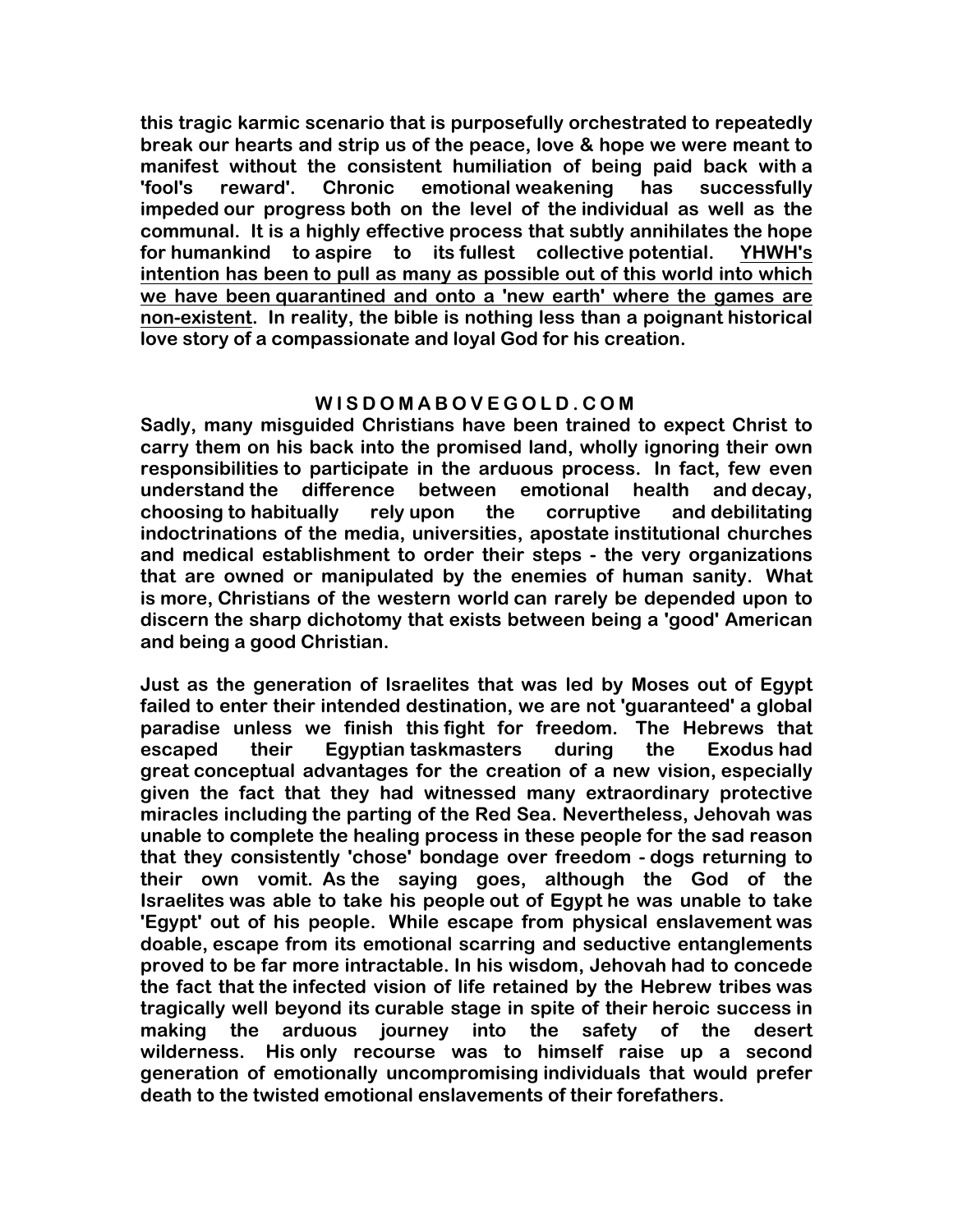**this tragic karmic scenario that is purposefully orchestrated to repeatedly break our hearts and strip us of the peace, love & hope we were meant to manifest without the consistent humiliation of being paid back with a 'fool's reward'. Chronic emotional weakening has successfully impeded our progress both on the level of the individual as well as the communal. It is a highly effective process that subtly annihilates the hope for humankind to aspire to its fullest collective potential. <u>YHWH's intention has been to pull as many as possible out of this world into which we have been quarantined and onto a 'new earth' where the games are non-existent</u>. In reality, the bible is nothing less than a poignant historical love story of a compassionate and loyal God for his creation.**

**W I S D O M A B O V E G O L D . C O M**

**Sadly, many misguided Christians have been trained to expect Christ to carry them on his back into the promised land, wholly ignoring their own responsibilities to participate in the arduous process. In fact, few even understand the difference between emotional health and decay, choosing to habitually rely upon the corruptive and debilitating indoctrinations of the media, universities, apostate institutional churches and medical establishment to order their steps - the very organizations that are owned or manipulated by the enemies of human sanity. What is more, Christians of the western world can rarely be depended upon to discern the sharp dichotomy that exists between being a 'good' American and being a good Christian.**

**Just as the generation of Israelites that was led by Moses out of Egypt failed to enter their intended destination, we are not 'guaranteed' a global paradise unless we finish this fight for freedom. The Hebrews that escaped their Egyptian taskmasters during the Exodus had great conceptual advantages for the creation of a new vision, especially given the fact that they had witnessed many extraordinary protective miracles including the parting of the Red Sea. Nevertheless, Jehovah was unable to complete the healing process in these people for the sad reason that they consistently 'chose' bondage over freedom - dogs returning to their own vomit. As the saying goes, although the God of the Israelites was able to take his people out of Egypt he was unable to take 'Egypt' out of his people. While escape from physical enslavement was doable, escape from its emotional scarring and seductive entanglements proved to be far more intractable. In his wisdom, Jehovah had to concede the fact that the infected vision of life retained by the Hebrew tribes was tragically well beyond its curable stage in spite of their heroic success in making the arduous journey into the safety of the desert wilderness. His only recourse was to himself raise up a second generation of emotionally uncompromising individuals that would prefer death to the twisted emotional enslavements of their forefathers.**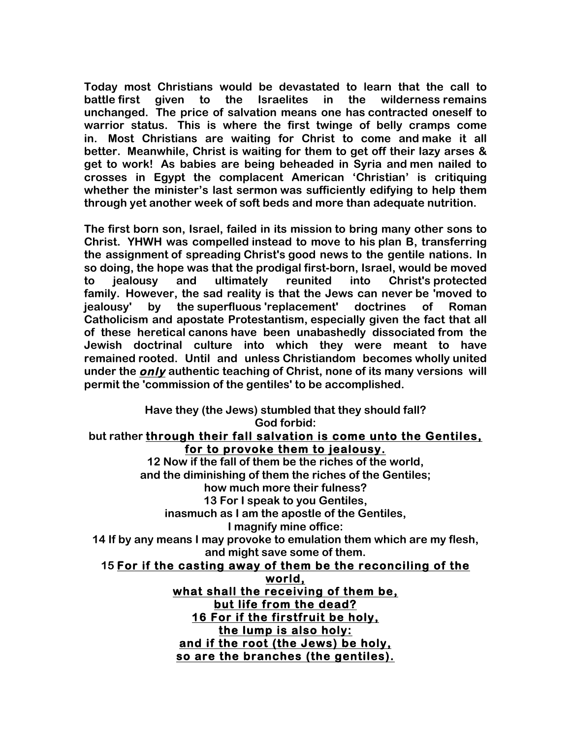**Today most Christians would be devastated to learn that the call to battle first given to the Israelites in the wilderness remains unchanged. The price of salvation means one has contracted oneself to warrior status. This is where the first twinge of belly cramps come in. Most Christians are waiting for Christ to come and make it all better. Meanwhile, Christ is waiting for them to get off their lazy arses & get to work! As babies are being beheaded in Syria and men nailed to crosses in Egypt the complacent American 'Christian' is critiquing whether the minister's last sermon was sufficiently edifying to help them through yet another week of soft beds and more than adequate nutrition.**

**The first born son, Israel, failed in its mission to bring many other sons to Christ. YHWH was compelled instead to move to his plan B, transferring the assignment of spreading Christ's good news to the gentile nations. In so doing, the hope was that the prodigal first-born, Israel, would be moved to jealousy and ultimately reunited into Christ's protected family. However, the sad reality is that the Jews can never be 'moved to jealousy' by the superfluous 'replacement' doctrines of Roman Catholicism and apostate Protestantism, especially given the fact that all of these heretical canons have been unabashedly dissociated from the Jewish doctrinal culture into which they were meant to have remained rooted. Until and unless Christiandom becomes wholly united under the _**only**_ authentic teaching of Christ, none of its many versions will permit the 'commission of the gentiles' to be accomplished.**

**Have they (the Jews) stumbled that they should fall?**
**God forbid:**
**but rather <u>through their fall salvation is come unto the Gentiles, for to provoke them to jealousy.</u>**
**12 Now if the fall of them be the riches of the world,**
**and the diminishing of them the riches of the Gentiles;**
**how much more their fulness?**
**13 For I speak to you Gentiles,**
**inasmuch as I am the apostle of the Gentiles,**
**I magnify mine office:**
**14 If by any means I may provoke to emulation them which are my flesh,**
**and might save some of them.**
**15 <u>For if the casting away of them be the reconciling of the world,</u>**
**<u>what shall the receiving of them be,</u>**
**<u>but life from the dead?</u>**
**<u>16 For if the firstfruit be holy,</u>**
**<u>the lump is also holy:</u>**
**<u>and if the root (the Jews) be holy,</u>**
**<u>so are the branches (the gentiles).</u>**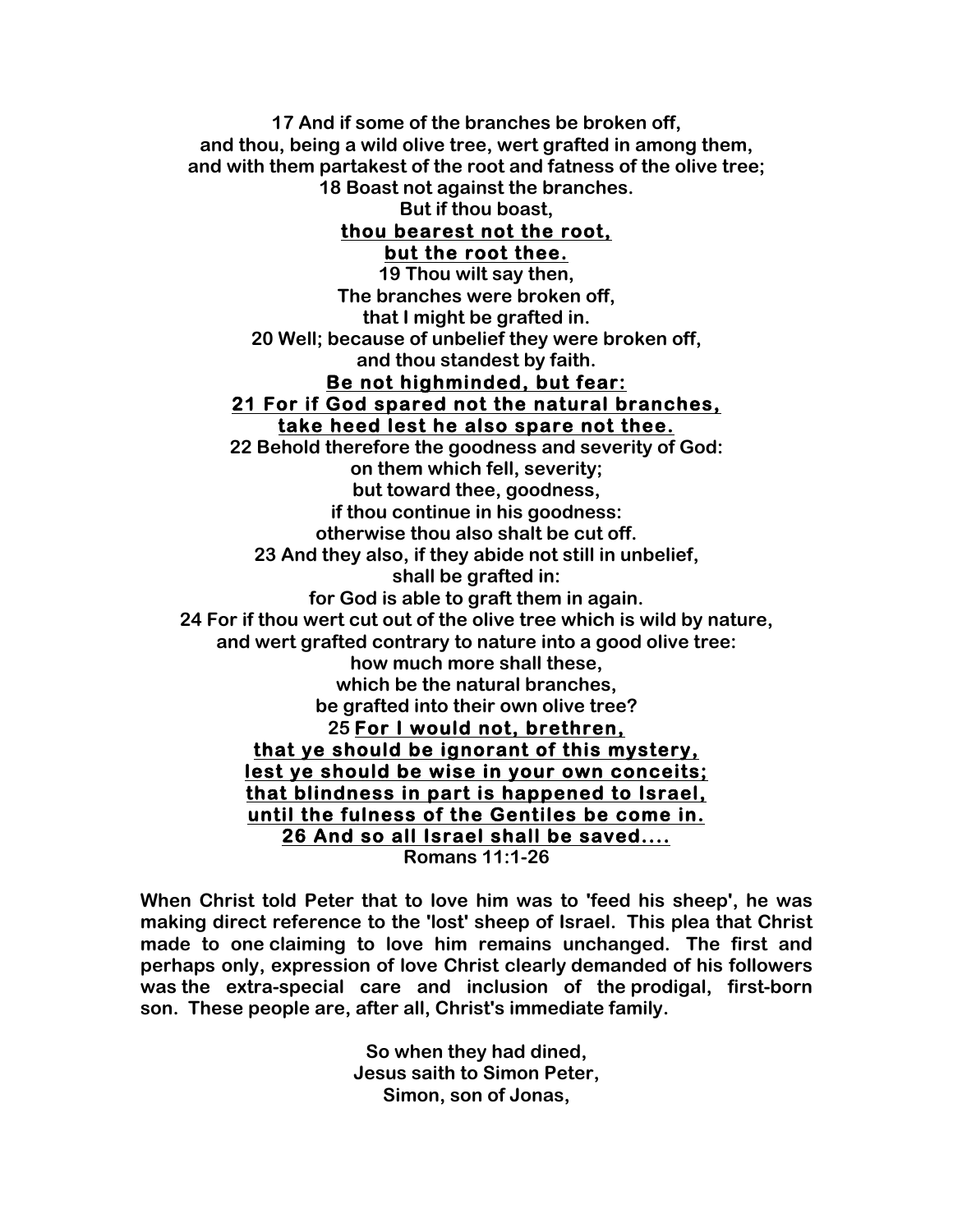**17 And if some of the branches be broken off,**
**and thou, being a wild olive tree, wert grafted in among them,**
**and with them partakest of the root and fatness of the olive tree;**
**18 Boast not against the branches.**
**But if thou boast,**
<u>**thou bearest not the root,**</u>
<u>**but the root thee.**</u>
**19 Thou wilt say then,**
**The branches were broken off,**
**that I might be grafted in.**
**20 Well; because of unbelief they were broken off,**
**and thou standest by faith.**
<u>**Be not highminded, but fear:**</u>
<u>**21 For if God spared not the natural branches,**</u>
<u>**take heed lest he also spare not thee.**</u>
**22 Behold therefore the goodness and severity of God:**
**on them which fell, severity;**
**but toward thee, goodness,**
**if thou continue in his goodness:**
**otherwise thou also shalt be cut off.**
**23 And they also, if they abide not still in unbelief,**
**shall be grafted in:**
**for God is able to graft them in again.**
**24 For if thou wert cut out of the olive tree which is wild by nature,**
**and wert grafted contrary to nature into a good olive tree:**
**how much more shall these,**
**which be the natural branches,**
**be grafted into their own olive tree?**
**25** <u>**For I would not, brethren,**</u>
<u>**that ye should be ignorant of this mystery,**</u>
<u>**lest ye should be wise in your own conceits;**</u>
<u>**that blindness in part is happened to Israel,**</u>
<u>**until the fulness of the Gentiles be come in.**</u>
<u>**26 And so all Israel shall be saved....**</u>
**Romans 11:1-26**

**When Christ told Peter that to love him was to 'feed his sheep', he was making direct reference to the 'lost' sheep of Israel. This plea that Christ made to one claiming to love him remains unchanged. The first and perhaps only, expression of love Christ clearly demanded of his followers was the extra-special care and inclusion of the prodigal, first-born son. These people are, after all, Christ's immediate family.**

**So when they had dined,**
**Jesus saith to Simon Peter,**
**Simon, son of Jonas,**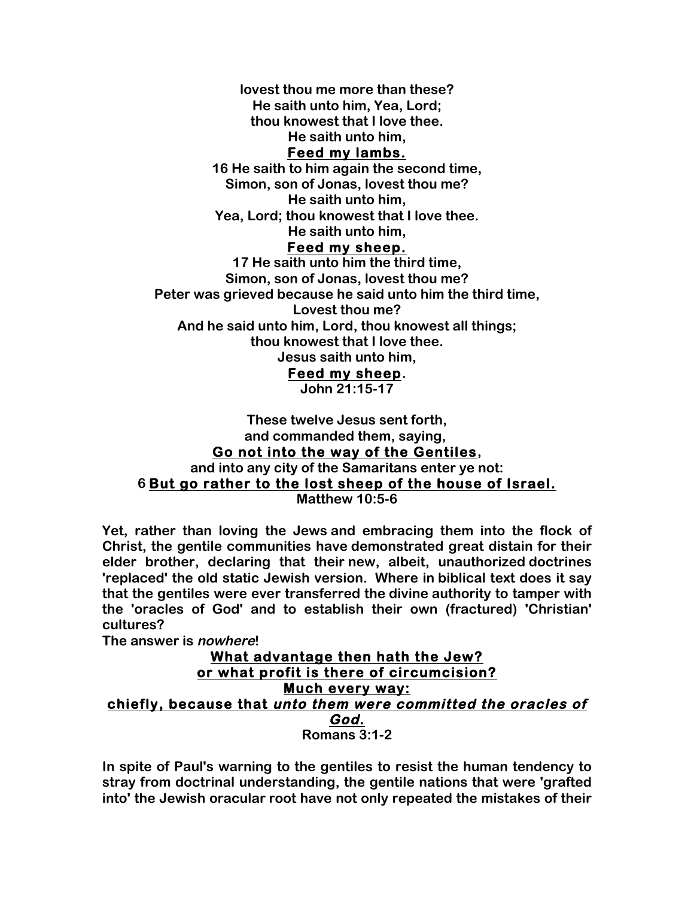**lovest thou me more than these?**
**He saith unto him, Yea, Lord;**
**thou knowest that I love thee.**
**He saith unto him,**
**Feed my lambs.**
**16 He saith to him again the second time,**
**Simon, son of Jonas, lovest thou me?**
**He saith unto him,**
**Yea, Lord; thou knowest that I love thee.**
**He saith unto him,**
**Feed my sheep.**
**17 He saith unto him the third time,**
**Simon, son of Jonas, lovest thou me?**
**Peter was grieved because he said unto him the third time,**
**Lovest thou me?**
**And he said unto him, Lord, thou knowest all things;**
**thou knowest that I love thee.**
**Jesus saith unto him,**
**Feed my sheep.**
**John 21:15-17**

**These twelve Jesus sent forth,**
**and commanded them, saying,**
**Go not into the way of the Gentiles,**
**and into any city of the Samaritans enter ye not:**
**6 But go rather to the lost sheep of the house of Israel.**
**Matthew 10:5-6**

**Yet, rather than loving the Jews and embracing them into the flock of Christ, the gentile communities have demonstrated great distain for their elder brother, declaring that their new, albeit, unauthorized doctrines 'replaced' the old static Jewish version. Where in biblical text does it say that the gentiles were ever transferred the divine authority to tamper with the 'oracles of God' and to establish their own (fractured) 'Christian' cultures?**
**The answer is *nowhere*!**

**What advantage then hath the Jew?**
**or what profit is there of circumcision?**
**Much every way:**
**chiefly, because that *unto them were committed the oracles of God*.**
**Romans 3:1-2**

**In spite of Paul's warning to the gentiles to resist the human tendency to stray from doctrinal understanding, the gentile nations that were 'grafted into' the Jewish oracular root have not only repeated the mistakes of their**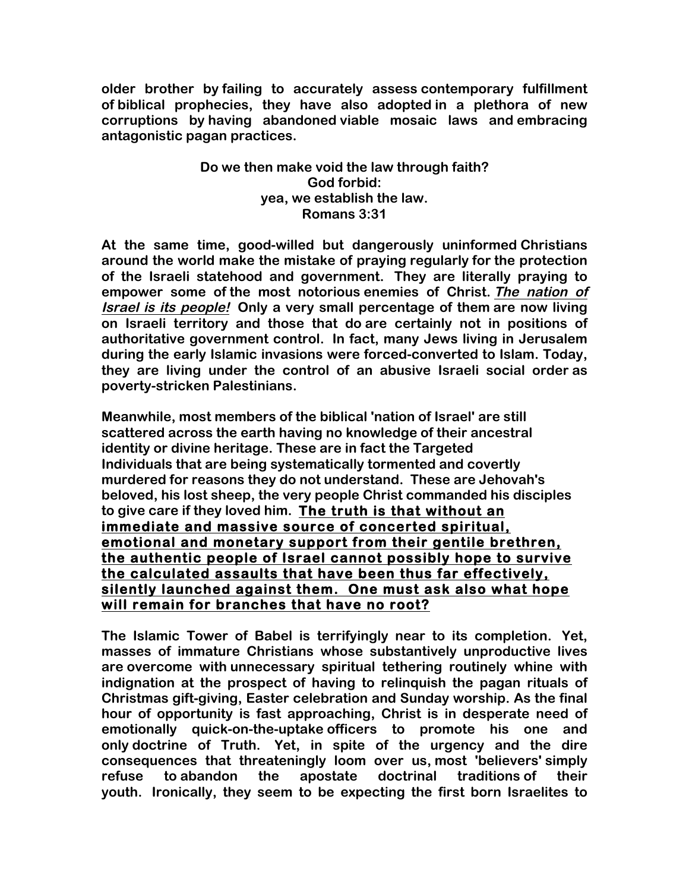**older brother by failing to accurately assess contemporary fulfillment of biblical prophecies, they have also adopted in a plethora of new corruptions by having abandoned viable mosaic laws and embracing antagonistic pagan practices.**

**Do we then make void the law through faith?**
**God forbid:**
**yea, we establish the law.**
**Romans 3:31**

**At the same time, good-willed but dangerously uninformed Christians around the world make the mistake of praying regularly for the protection of the Israeli statehood and government. They are literally praying to empower some of the most notorious enemies of Christ. *The nation of Israel is its people!* Only a very small percentage of them are now living on Israeli territory and those that do are certainly not in positions of authoritative government control. In fact, many Jews living in Jerusalem during the early Islamic invasions were forced-converted to Islam. Today, they are living under the control of an abusive Israeli social order as poverty-stricken Palestinians.**

**Meanwhile, most members of the biblical 'nation of Israel' are still scattered across the earth having no knowledge of their ancestral identity or divine heritage. These are in fact the Targeted Individuals that are being systematically tormented and covertly murdered for reasons they do not understand. These are Jehovah's beloved, his lost sheep, the very people Christ commanded his disciples to give care if they loved him. The truth is that without an immediate and massive source of concerted spiritual, emotional and monetary support from their gentile brethren, the authentic people of Israel cannot possibly hope to survive the calculated assaults that have been thus far effectively, silently launched against them. One must ask also what hope will remain for branches that have no root?**

**The Islamic Tower of Babel is terrifyingly near to its completion. Yet, masses of immature Christians whose substantively unproductive lives are overcome with unnecessary spiritual tethering routinely whine with indignation at the prospect of having to relinquish the pagan rituals of Christmas gift-giving, Easter celebration and Sunday worship. As the final hour of opportunity is fast approaching, Christ is in desperate need of emotionally quick-on-the-uptake officers to promote his one and only doctrine of Truth. Yet, in spite of the urgency and the dire consequences that threateningly loom over us, most 'believers' simply refuse to abandon the apostate doctrinal traditions of their youth. Ironically, they seem to be expecting the first born Israelites to**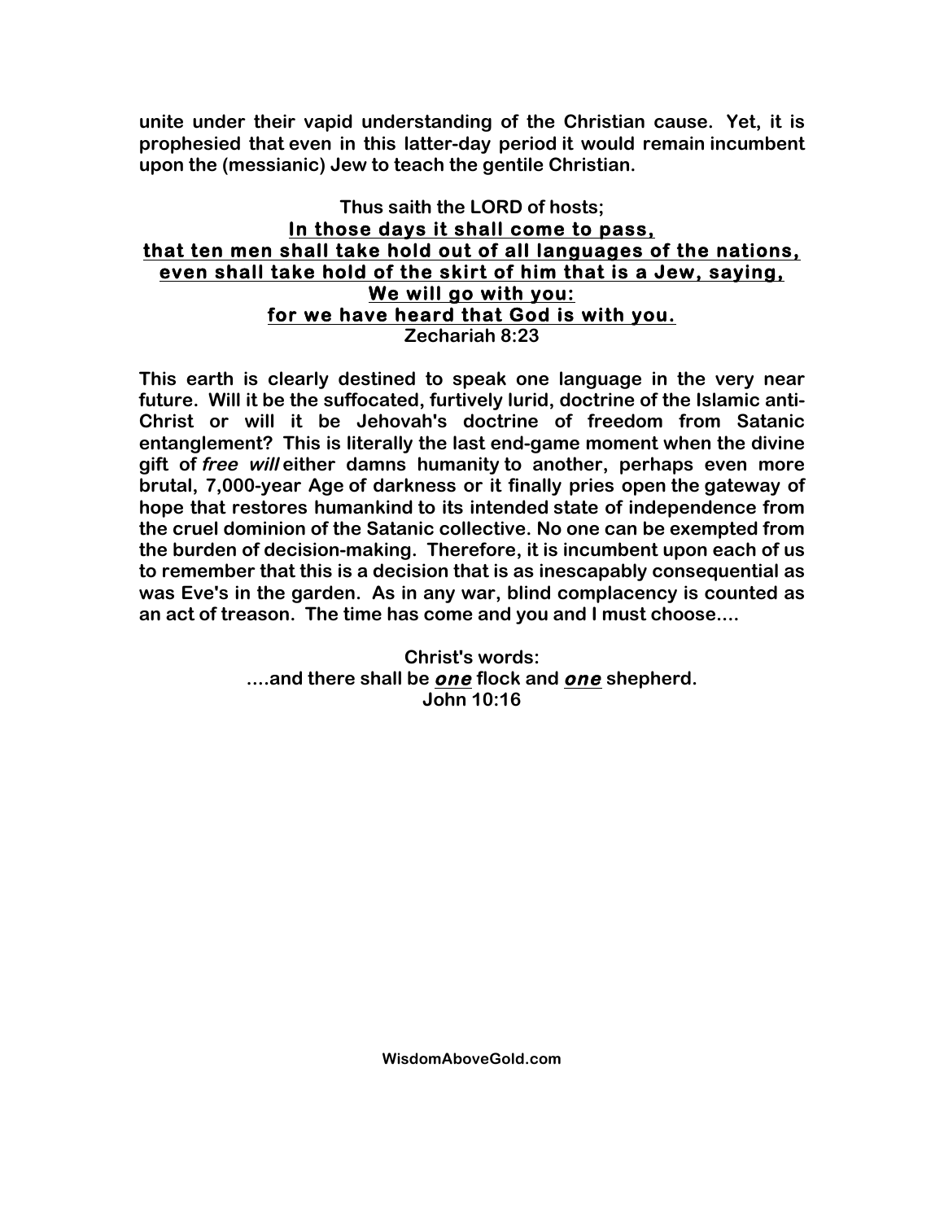**unite under their vapid understanding of the Christian cause. Yet, it is prophesied that even in this latter-day period it would remain incumbent upon the (messianic) Jew to teach the gentile Christian.**

**Thus saith the LORD of hosts;**
**<u>In those days it shall come to pass,</u>**
**<u>that ten men shall take hold out of all languages of the nations,</u>**
**<u>even shall take hold of the skirt of him that is a Jew, saying,</u>**
**<u>We will go with you:</u>**
**<u>for we have heard that God is with you.</u>**
**Zechariah 8:23**

**This earth is clearly destined to speak one language in the very near future. Will it be the suffocated, furtively lurid, doctrine of the Islamic anti-Christ or will it be Jehovah's doctrine of freedom from Satanic entanglement? This is literally the last end-game moment when the divine gift of *free will* either damns humanity to another, perhaps even more brutal, 7,000-year Age of darkness or it finally pries open the gateway of hope that restores humankind to its intended state of independence from the cruel dominion of the Satanic collective. No one can be exempted from the burden of decision-making. Therefore, it is incumbent upon each of us to remember that this is a decision that is as inescapably consequential as was Eve's in the garden. As in any war, blind complacency is counted as an act of treason. The time has come and you and I must choose....**

**Christ's words:**
**....and there shall be <u>*one*</u> flock and <u>*one*</u> shepherd.**
**John 10:16**

**WisdomAboveGold.com**